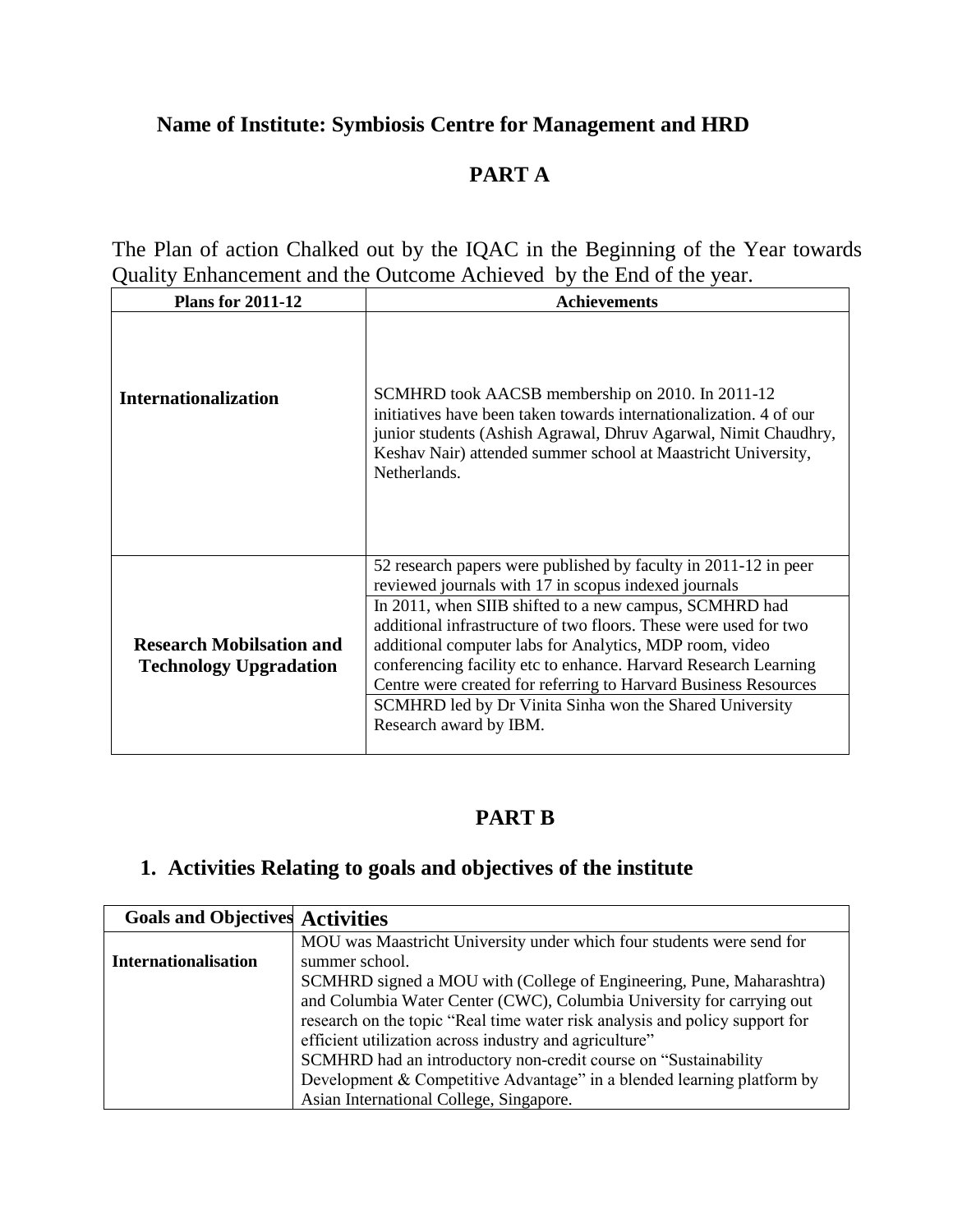## Name of Institute: Symbiosis Centre for Management and HRD

## PART A

The Plan of action Chalked out by the IQAC in the Beginning of the Year towards Quality Enhancement and the Outcome Achieved by the End of the year.

| Plans for 2011-12 | Achievements |
|---|---|
| **Internationalization** | SCMHRD took AACSB membership on 2010. In 2011-12 initiatives have been taken towards internationalization. 4 of our junior students (Ashish Agrawal, Dhruv Agarwal, Nimit Chaudhry, Keshav Nair) attended summer school at Maastricht University, Netherlands. |
| **Research Mobilsation and Technology Upgradation** | 52 research papers were published by faculty in 2011-12 in peer reviewed journals with 17 in scopus indexed journals |
| | In 2011, when SIIB shifted to a new campus, SCMHRD had additional infrastructure of two floors. These were used for two additional computer labs for Analytics, MDP room, video conferencing facility etc to enhance. Harvard Research Learning Centre were created for referring to Harvard Business Resources |
| | SCMHRD led by Dr Vinita Sinha won the Shared University Research award by IBM. |

## PART B

## 1. Activities Relating to goals and objectives of the institute

| Goals and Objectives | Activities |
|---|---|
| **Internationalisation** | MOU was Maastricht University under which four students were send for summer school.<br>SCMHRD signed a MOU with (College of Engineering, Pune, Maharashtra) and Columbia Water Center (CWC), Columbia University for carrying out research on the topic "Real time water risk analysis and policy support for efficient utilization across industry and agriculture"<br>SCMHRD had an introductory non-credit course on "Sustainability Development & Competitive Advantage" in a blended learning platform by Asian International College, Singapore. |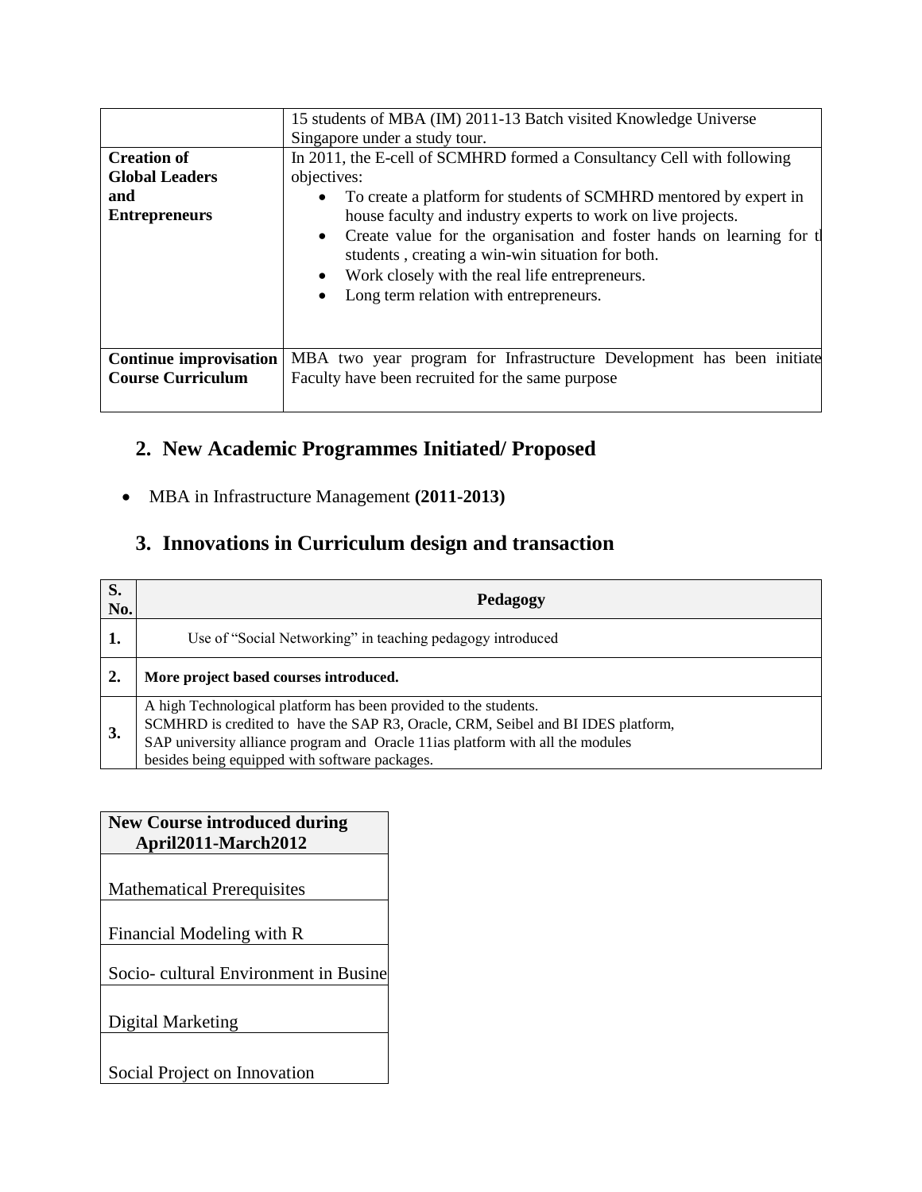| | |
|---|---|
| | 15 students of MBA (IM) 2011-13 Batch visited Knowledge Universe Singapore under a study tour. |
| **Creation of Global Leaders and Entrepreneurs** | In 2011, the E-cell of SCMHRD formed a Consultancy Cell with following objectives:<br>• To create a platform for students of SCMHRD mentored by expert in house faculty and industry experts to work on live projects.<br>• Create value for the organisation and foster hands on learning for t students , creating a win-win situation for both.<br>• Work closely with the real life entrepreneurs.<br>• Long term relation with entrepreneurs. |
| **Continue improvisation Course Curriculum** | MBA two year program for Infrastructure Development has been initiate Faculty have been recruited for the same purpose |

## 2. New Academic Programmes Initiated/ Proposed

- MBA in Infrastructure Management **(2011-2013)**

## 3. Innovations in Curriculum design and transaction

| S. No. | Pedagogy |
|---|---|
| **1.** | Use of "Social Networking" in teaching pedagogy introduced |
| **2.** | **More project based courses introduced.** |
| **3.** | A high Technological platform has been provided to the students.<br>SCMHRD is credited to have the SAP R3, Oracle, CRM, Seibel and BI IDES platform,<br>SAP university alliance program and Oracle 11ias platform with all the modules<br>besides being equipped with software packages. |

| **New Course introduced during April2011-March2012** |
|---|
| Mathematical Prerequisites |
| Financial Modeling with R |
| Socio- cultural Environment in Busine |
| Digital Marketing |
| Social Project on Innovation |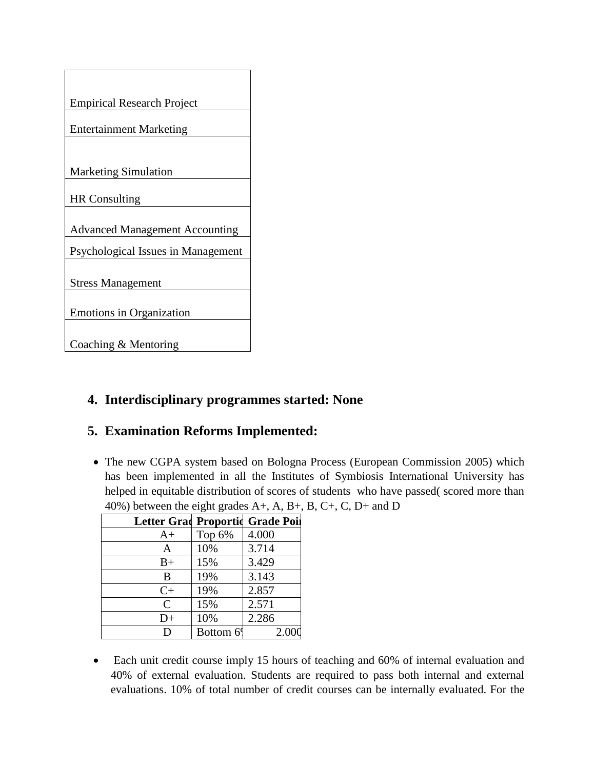| |
|---|
| Empirical Research Project |
| Entertainment Marketing |
| Marketing Simulation |
| HR Consulting |
| Advanced Management Accounting |
| Psychological Issues in Management |
| Stress Management |
| Emotions in Organization |
| Coaching & Mentoring |

4. **Interdisciplinary programmes started: None**

5. **Examination Reforms Implemented:**

- The new CGPA system based on Bologna Process (European Commission 2005) which has been implemented in all the Institutes of Symbiosis International University has helped in equitable distribution of scores of students who have passed( scored more than 40%) between the eight grades A+, A, B+, B, C+, C, D+ and D

| Letter Grad | Proportio | Grade Poi |
|---|---|---|
| A+ | Top 6% | 4.000 |
| A | 10% | 3.714 |
| B+ | 15% | 3.429 |
| B | 19% | 3.143 |
| C+ | 19% | 2.857 |
| C | 15% | 2.571 |
| D+ | 10% | 2.286 |
| D | Bottom 6% | 2.000 |

- Each unit credit course imply 15 hours of teaching and 60% of internal evaluation and 40% of external evaluation. Students are required to pass both internal and external evaluations. 10% of total number of credit courses can be internally evaluated. For the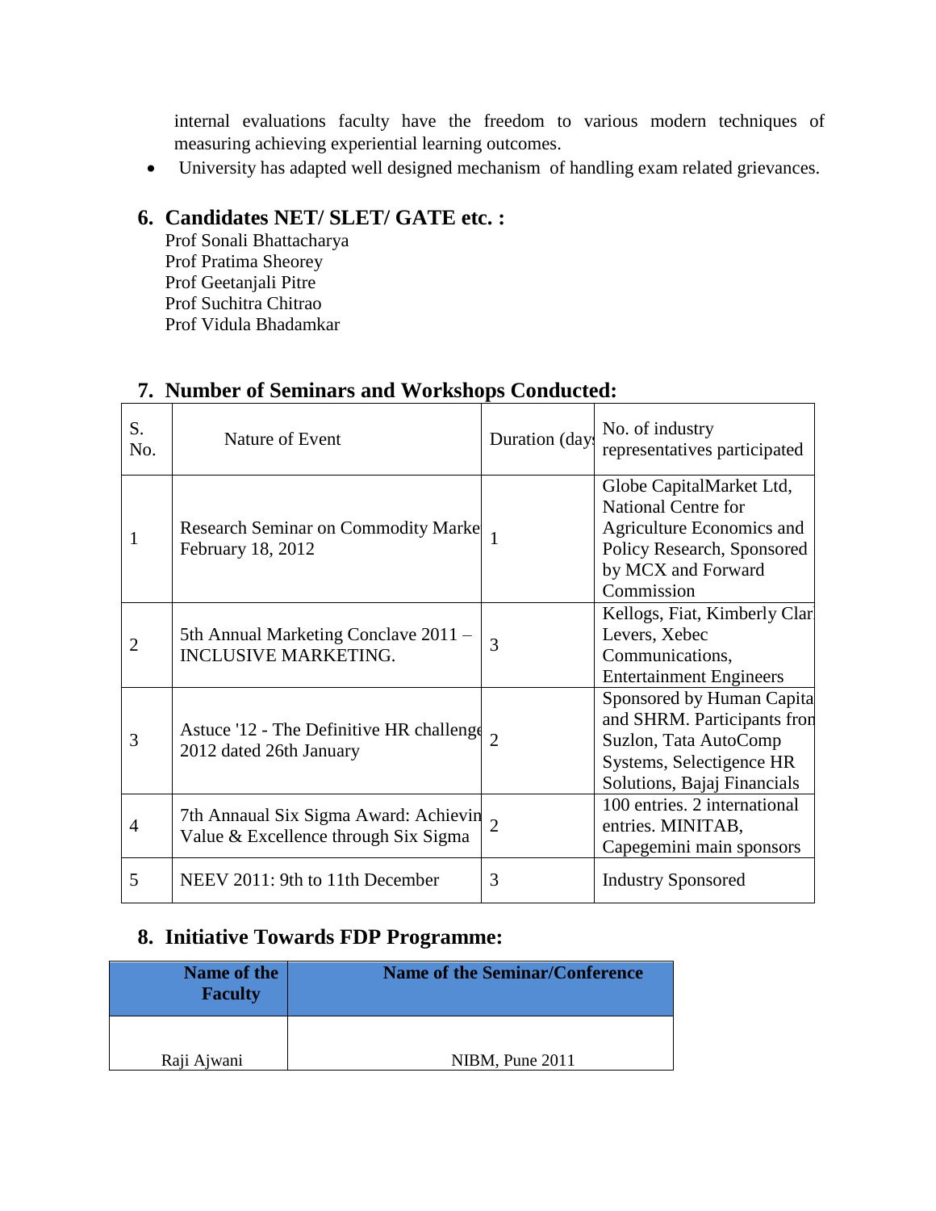internal evaluations faculty have the freedom to various modern techniques of measuring achieving experiential learning outcomes.

- University has adapted well designed mechanism of handling exam related grievances.

## 6. Candidates NET/ SLET/ GATE etc. :

Prof Sonali Bhattacharya
Prof Pratima Sheorey
Prof Geetanjali Pitre
Prof Suchitra Chitrao
Prof Vidula Bhadamkar

## 7. Number of Seminars and Workshops Conducted:

| S. No. | Nature of Event | Duration (days | No. of industry representatives participated |
|---|---|---|---|
| 1 | Research Seminar on Commodity Marke February 18, 2012 | 1 | Globe CapitalMarket Ltd, National Centre for Agriculture Economics and Policy Research, Sponsored by MCX and Forward Commission |
| 2 | 5th Annual Marketing Conclave 2011 – INCLUSIVE MARKETING. | 3 | Kellogs, Fiat, Kimberly Clar Levers, Xebec Communications, Entertainment Engineers |
| 3 | Astuce '12 - The Definitive HR challenge 2012 dated 26th January | 2 | Sponsored by Human Capita and SHRM. Participants fron Suzlon, Tata AutoComp Systems, Selectigence HR Solutions, Bajaj Financials |
| 4 | 7th Annaual Six Sigma Award: Achievin Value & Excellence through Six Sigma | 2 | 100 entries. 2 international entries. MINITAB, Capegemini main sponsors |
| 5 | NEEV 2011: 9th to 11th December | 3 | Industry Sponsored |

## 8. Initiative Towards FDP Programme:

| Name of the Faculty | Name of the Seminar/Conference |
|---|---|
| Raji Ajwani | NIBM, Pune 2011 |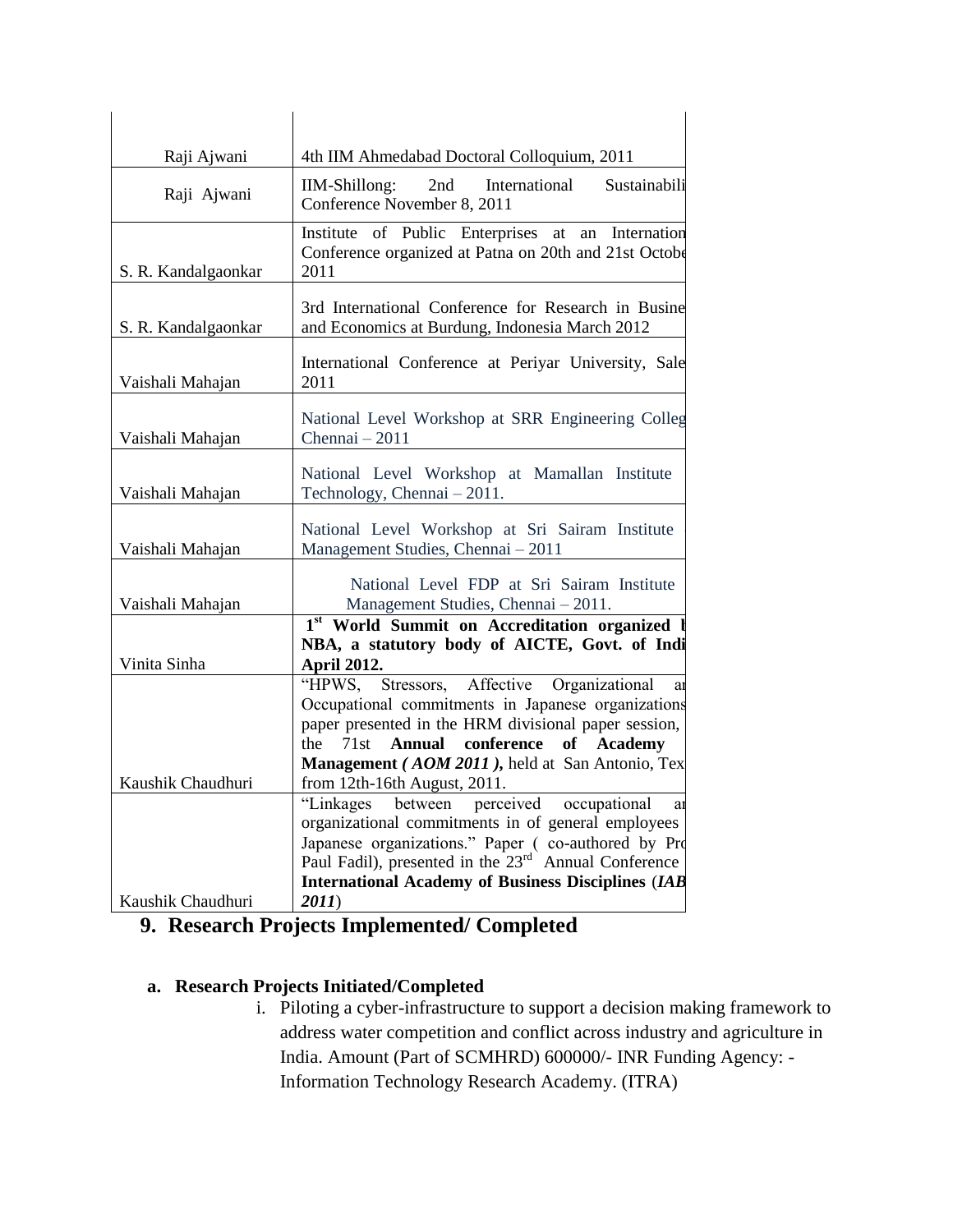| | |
|---|---|
| Raji Ajwani | 4th IIM Ahmedabad Doctoral Colloquium, 2011 |
| Raji Ajwani | IIM-Shillong: 2nd International Sustainabili Conference November 8, 2011 |
| S. R. Kandalgaonkar | Institute of Public Enterprises at an Internation Conference organized at Patna on 20th and 21st Octobe 2011 |
| S. R. Kandalgaonkar | 3rd International Conference for Research in Busine and Economics at Burdung, Indonesia March 2012 |
| Vaishali Mahajan | International Conference at Periyar University, Sale 2011 |
| Vaishali Mahajan | National Level Workshop at SRR Engineering Colleg Chennai – 2011 |
| Vaishali Mahajan | National Level Workshop at Mamallan Institute Technology, Chennai – 2011. |
| Vaishali Mahajan | National Level Workshop at Sri Sairam Institute Management Studies, Chennai – 2011 |
| Vaishali Mahajan | National Level FDP at Sri Sairam Institute Management Studies, Chennai – 2011. |
| Vinita Sinha | **1st World Summit on Accreditation organized b NBA, a statutory body of AICTE, Govt. of Indi April 2012.** |
| Kaushik Chaudhuri | "HPWS, Stressors, Affective Organizational ar Occupational commitments in Japanese organizations paper presented in the HRM divisional paper session, the 71st **Annual conference of Academy Management *( AOM 2011 )*,** held at San Antonio, Tex from 12th-16th August, 2011. |
| Kaushik Chaudhuri | "Linkages between perceived occupational ar organizational commitments in of general employees Japanese organizations." Paper ( co-authored by Pro Paul Fadil), presented in the 23rd Annual Conference **International Academy of Business Disciplines** (***IAB 2011***) |

## 9. Research Projects Implemented/ Completed

### a. Research Projects Initiated/Completed

i. Piloting a cyber-infrastructure to support a decision making framework to address water competition and conflict across industry and agriculture in India. Amount (Part of SCMHRD) 600000/- INR Funding Agency: - Information Technology Research Academy. (ITRA)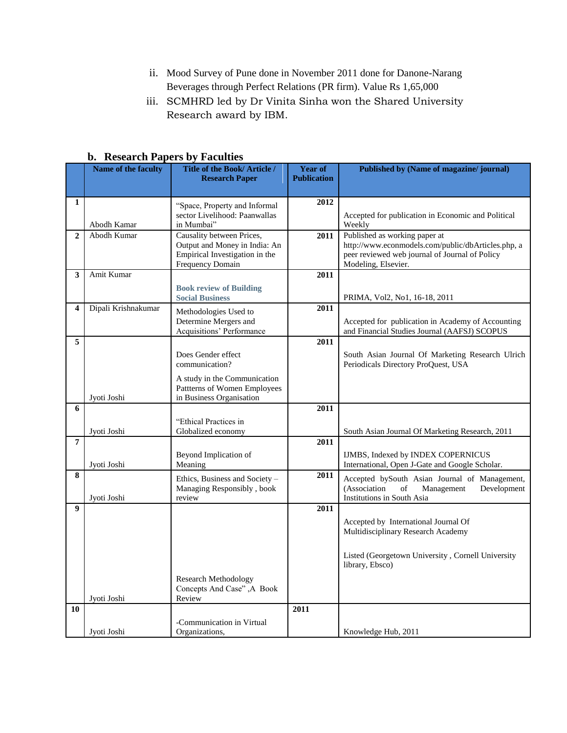ii. Mood Survey of Pune done in November 2011 done for Danone-Narang Beverages through Perfect Relations (PR firm). Value Rs 1,65,000

iii. SCMHRD led by Dr Vinita Sinha won the Shared University Research award by IBM.

## b. Research Papers by Faculties

| | Name of the faculty | Title of the Book/ Article / Research Paper | Year of Publication | Published by (Name of magazine/ journal) |
|---|---|---|---|---|
| 1 | Abodh Kamar | "Space, Property and Informal sector Livelihood: Paanwallas in Mumbai" | 2012 | Accepted for publication in Economic and Political Weekly |
| 2 | Abodh Kumar | Causality between Prices, Output and Money in India: An Empirical Investigation in the Frequency Domain | 2011 | Published as working paper at http://www.econmodels.com/public/dbArticles.php, a peer reviewed web journal of Journal of Policy Modeling, Elsevier. |
| 3 | Amit Kumar | **Book review of Building Social Business** | 2011 | PRIMA, Vol2, No1, 16-18, 2011 |
| 4 | Dipali Krishnakumar | Methodologies Used to Determine Mergers and Acquisitions' Performance | 2011 | Accepted for publication in Academy of Accounting and Financial Studies Journal (AAFSJ) SCOPUS |
| 5 | Jyoti Joshi | Does Gender effect communication? A study in the Communication Pattterns of Women Employees in Business Organisation | 2011 | South Asian Journal Of Marketing Research Ulrich Periodicals Directory ProQuest, USA |
| 6 | Jyoti Joshi | "Ethical Practices in Globalized economy | 2011 | South Asian Journal Of Marketing Research, 2011 |
| 7 | Jyoti Joshi | Beyond Implication of Meaning | 2011 | IJMBS, Indexed by INDEX COPERNICUS International, Open J-Gate and Google Scholar. |
| 8 | Jyoti Joshi | Ethics, Business and Society – Managing Responsibly , book review | 2011 | Accepted bySouth Asian Journal of Management, (Association of Management Development Institutions in South Asia |
| 9 | Jyoti Joshi | Research Methodology Concepts And Case" ,A Book Review | 2011 | Accepted by International Journal Of Multidisciplinary Research Academy<br><br>Listed (Georgetown University , Cornell University library, Ebsco) |
| 10 | Jyoti Joshi | -Communication in Virtual Organizations, | 2011 | Knowledge Hub, 2011 |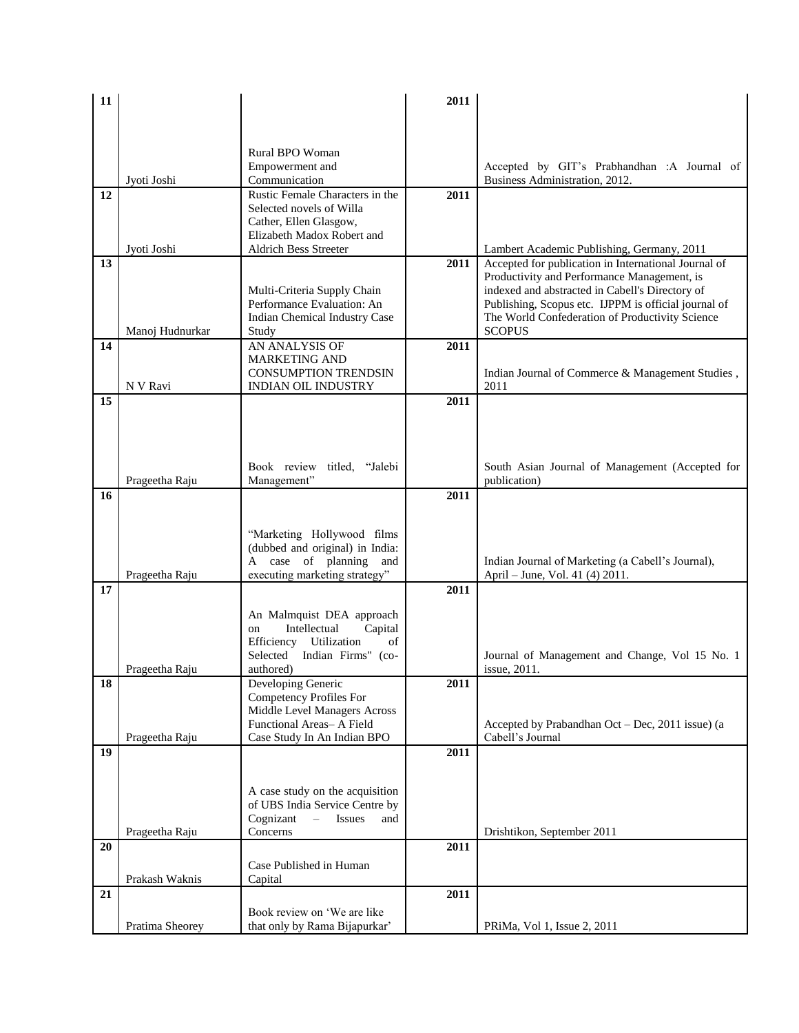| 11 | Jyoti Joshi | Rural BPO Woman Empowerment and Communication | 2011 | Accepted by GIT's Prabhandhan :A Journal of Business Administration, 2012. |
|---|---|---|---|---|
| 12 | Jyoti Joshi | Rustic Female Characters in the Selected novels of Willa Cather, Ellen Glasgow, Elizabeth Madox Robert and Aldrich Bess Streeter | 2011 | Lambert Academic Publishing, Germany, 2011 |
| 13 | Manoj Hudnurkar | Multi-Criteria Supply Chain Performance Evaluation: An Indian Chemical Industry Case Study | 2011 | Accepted for publication in International Journal of Productivity and Performance Management, is indexed and abstracted in Cabell's Directory of Publishing, Scopus etc. IJPPM is official journal of The World Confederation of Productivity Science SCOPUS |
| 14 | N V Ravi | AN ANALYSIS OF MARKETING AND CONSUMPTION TRENDSIN INDIAN OIL INDUSTRY | 2011 | Indian Journal of Commerce & Management Studies , 2011 |
| 15 | Prageetha Raju | Book review titled, "Jalebi Management" | 2011 | South Asian Journal of Management (Accepted for publication) |
| 16 | Prageetha Raju | "Marketing Hollywood films (dubbed and original) in India: A case of planning and executing marketing strategy" | 2011 | Indian Journal of Marketing (a Cabell's Journal), April – June, Vol. 41 (4) 2011. |
| 17 | Prageetha Raju | An Malmquist DEA approach on Intellectual Capital Efficiency Utilization of Selected Indian Firms" (co-authored) | 2011 | Journal of Management and Change, Vol 15 No. 1 issue, 2011. |
| 18 | Prageetha Raju | Developing Generic Competency Profiles For Middle Level Managers Across Functional Areas– A Field Case Study In An Indian BPO | 2011 | Accepted by Prabandhan Oct – Dec, 2011 issue) (a Cabell's Journal |
| 19 | Prageetha Raju | A case study on the acquisition of UBS India Service Centre by Cognizant – Issues and Concerns | 2011 | Drishtikon, September 2011 |
| 20 | Prakash Waknis | Case Published in Human Capital | 2011 | |
| 21 | Pratima Sheorey | Book review on 'We are like that only by Rama Bijapurkar' | 2011 | PRiMa, Vol 1, Issue 2, 2011 |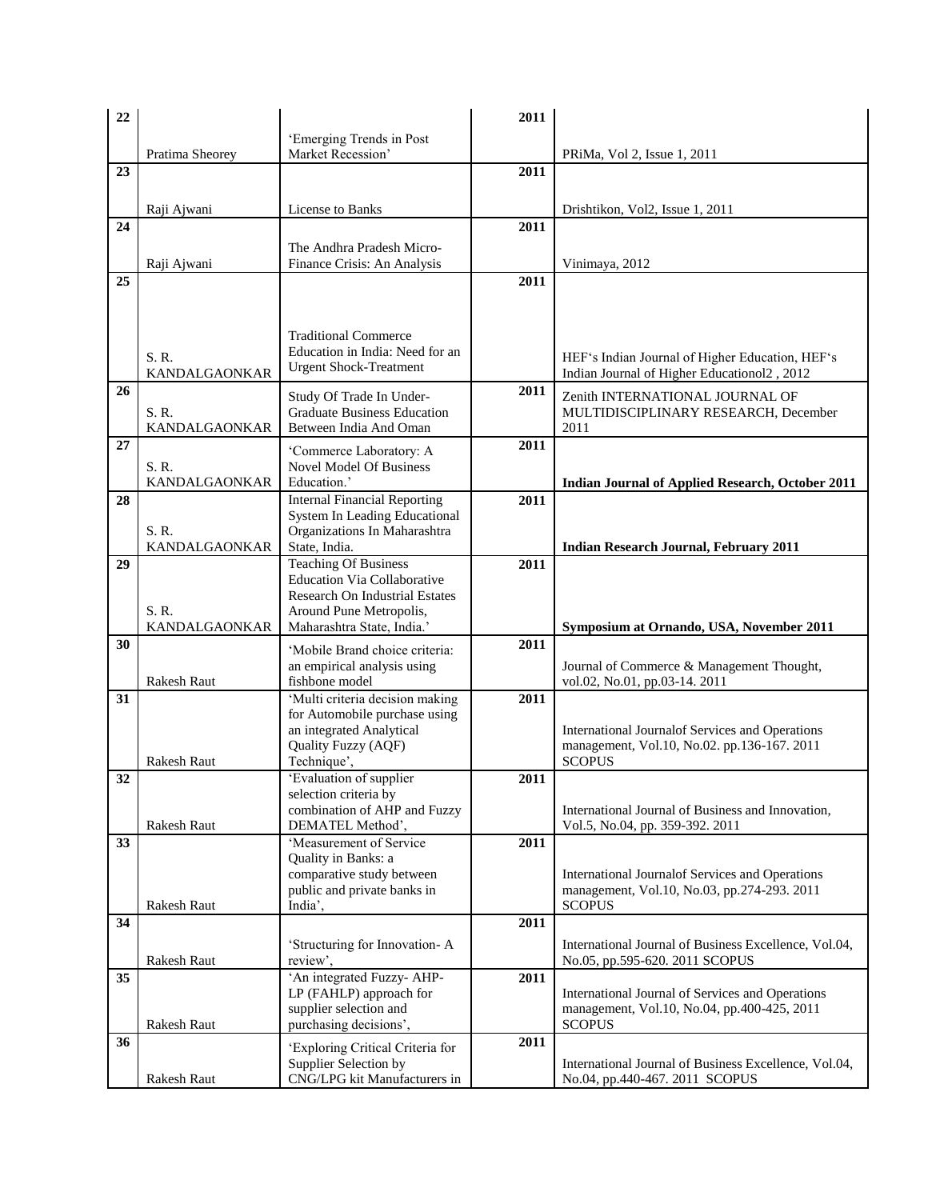| 22 | Pratima Sheorey | 'Emerging Trends in Post Market Recession' | 2011 | PRiMa, Vol 2, Issue 1, 2011 |
|---|---|---|---|---|
| 23 | Raji Ajwani | License to Banks | 2011 | Drishtikon, Vol2, Issue 1, 2011 |
| 24 | Raji Ajwani | The Andhra Pradesh Micro-Finance Crisis: An Analysis | 2011 | Vinimaya, 2012 |
| 25 | S. R. KANDALGAONKAR | Traditional Commerce Education in India: Need for an Urgent Shock-Treatment | 2011 | HEF's Indian Journal of Higher Education, HEF's Indian Journal of Higher Educationol2 , 2012 |
| 26 | S. R. KANDALGAONKAR | Study Of Trade In Under-Graduate Business Education Between India And Oman | 2011 | Zenith INTERNATIONAL JOURNAL OF MULTIDISCIPLINARY RESEARCH, December 2011 |
| 27 | S. R. KANDALGAONKAR | 'Commerce Laboratory: A Novel Model Of Business Education.' | 2011 | **Indian Journal of Applied Research, October 2011** |
| 28 | S. R. KANDALGAONKAR | Internal Financial Reporting System In Leading Educational Organizations In Maharashtra State, India. | 2011 | **Indian Research Journal, February 2011** |
| 29 | S. R. KANDALGAONKAR | Teaching Of Business Education Via Collaborative Research On Industrial Estates Around Pune Metropolis, Maharashtra State, India.' | 2011 | **Symposium at Ornando, USA, November 2011** |
| 30 | Rakesh Raut | 'Mobile Brand choice criteria: an empirical analysis using fishbone model | 2011 | Journal of Commerce & Management Thought, vol.02, No.01, pp.03-14. 2011 |
| 31 | Rakesh Raut | 'Multi criteria decision making for Automobile purchase using an integrated Analytical Quality Fuzzy (AQF) Technique', | 2011 | International Journalof Services and Operations management, Vol.10, No.02. pp.136-167. 2011 SCOPUS |
| 32 | Rakesh Raut | 'Evaluation of supplier selection criteria by combination of AHP and Fuzzy DEMATEL Method', | 2011 | International Journal of Business and Innovation, Vol.5, No.04, pp. 359-392. 2011 |
| 33 | Rakesh Raut | 'Measurement of Service Quality in Banks: a comparative study between public and private banks in India', | 2011 | International Journalof Services and Operations management, Vol.10, No.03, pp.274-293. 2011 SCOPUS |
| 34 | Rakesh Raut | 'Structuring for Innovation- A review', | 2011 | International Journal of Business Excellence, Vol.04, No.05, pp.595-620. 2011 SCOPUS |
| 35 | Rakesh Raut | 'An integrated Fuzzy- AHP-LP (FAHLP) approach for supplier selection and purchasing decisions', | 2011 | International Journal of Services and Operations management, Vol.10, No.04, pp.400-425, 2011 SCOPUS |
| 36 | Rakesh Raut | 'Exploring Critical Criteria for Supplier Selection by CNG/LPG kit Manufacturers in | 2011 | International Journal of Business Excellence, Vol.04, No.04, pp.440-467. 2011 SCOPUS |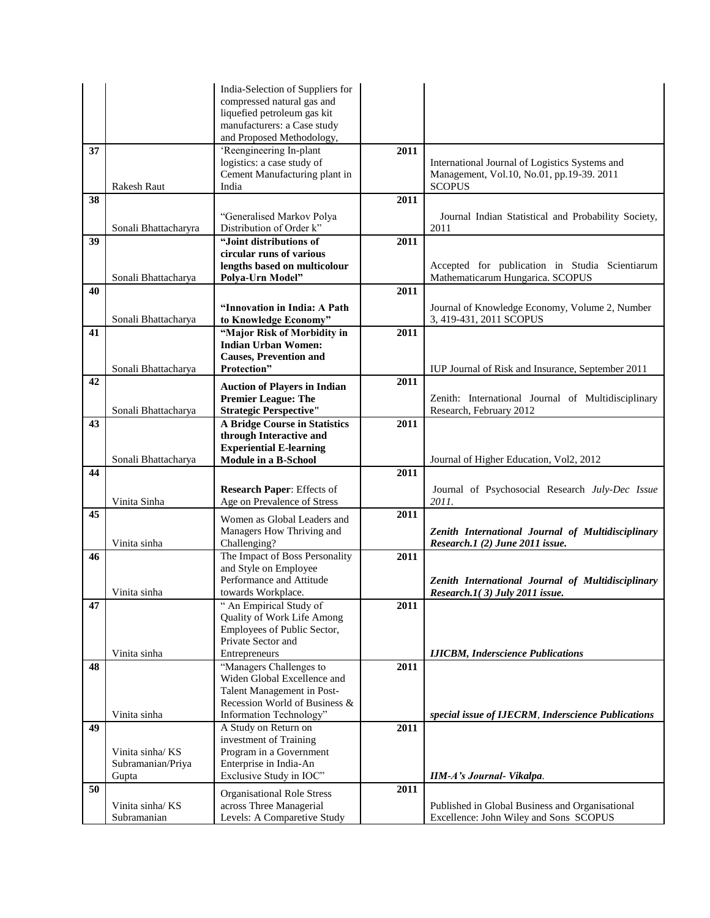|  |  | India-Selection of Suppliers for compressed natural gas and liquefied petroleum gas kit manufacturers: a Case study and Proposed Methodology, |  |  |
|---|---|---|---|---|
| **37** | Rakesh Raut | 'Reengineering In-plant logistics: a case study of Cement Manufacturing plant in India | **2011** | International Journal of Logistics Systems and Management, Vol.10, No.01, pp.19-39. 2011 SCOPUS |
| **38** | Sonali Bhattacharyra | "Generalised Markov Polya Distribution of Order k" | **2011** | Journal Indian Statistical and Probability Society, 2011 |
| **39** | Sonali Bhattacharya | **"Joint distributions of circular runs of various lengths based on multicolour Polya-Urn Model"** | **2011** | Accepted for publication in Studia Scientiarum Mathematicarum Hungarica. SCOPUS |
| **40** | Sonali Bhattacharya | **"Innovation in India: A Path to Knowledge Economy"** | **2011** | Journal of Knowledge Economy, Volume 2, Number 3, 419-431, 2011 SCOPUS |
| **41** | Sonali Bhattacharya | **"Major Risk of Morbidity in Indian Urban Women: Causes, Prevention and Protection"** | **2011** | IUP Journal of Risk and Insurance, September 2011 |
| **42** | Sonali Bhattacharya | **Auction of Players in Indian Premier League: The Strategic Perspective"** | **2011** | Zenith: International Journal of Multidisciplinary Research, February 2012 |
| **43** | Sonali Bhattacharya | **A Bridge Course in Statistics through Interactive and Experiential E-learning Module in a B-School** | **2011** | Journal of Higher Education, Vol2, 2012 |
| **44** | Vinita Sinha | **Research Paper**: Effects of Age on Prevalence of Stress | **2011** | Journal of Psychosocial Research *July-Dec Issue 2011.* |
| **45** | Vinita sinha | Women as Global Leaders and Managers How Thriving and Challenging? | **2011** | ***Zenith International Journal of Multidisciplinary Research.1 (2) June 2011 issue.*** |
| **46** | Vinita sinha | The Impact of Boss Personality and Style on Employee Performance and Attitude towards Workplace. | **2011** | ***Zenith International Journal of Multidisciplinary Research.1( 3) July 2011 issue.*** |
| **47** | Vinita sinha | " An Empirical Study of Quality of Work Life Among Employees of Public Sector, Private Sector and Entrepreneurs | **2011** | ***IJICBM, Inderscience Publications*** |
| **48** | Vinita sinha | "Managers Challenges to Widen Global Excellence and Talent Management in Post-Recession World of Business & Information Technology" | **2011** | ***special issue of IJECRM, Inderscience Publications*** |
| **49** | Vinita sinha/ KS Subramanian/Priya Gupta | A Study on Return on investment of Training Program in a Government Enterprise in India-An Exclusive Study in IOC" | **2011** | ***IIM-A's Journal- Vikalpa.*** |
| **50** | Vinita sinha/ KS Subramanian | Organisational Role Stress across Three Managerial Levels: A Comparetive Study | **2011** | Published in Global Business and Organisational Excellence: John Wiley and Sons SCOPUS |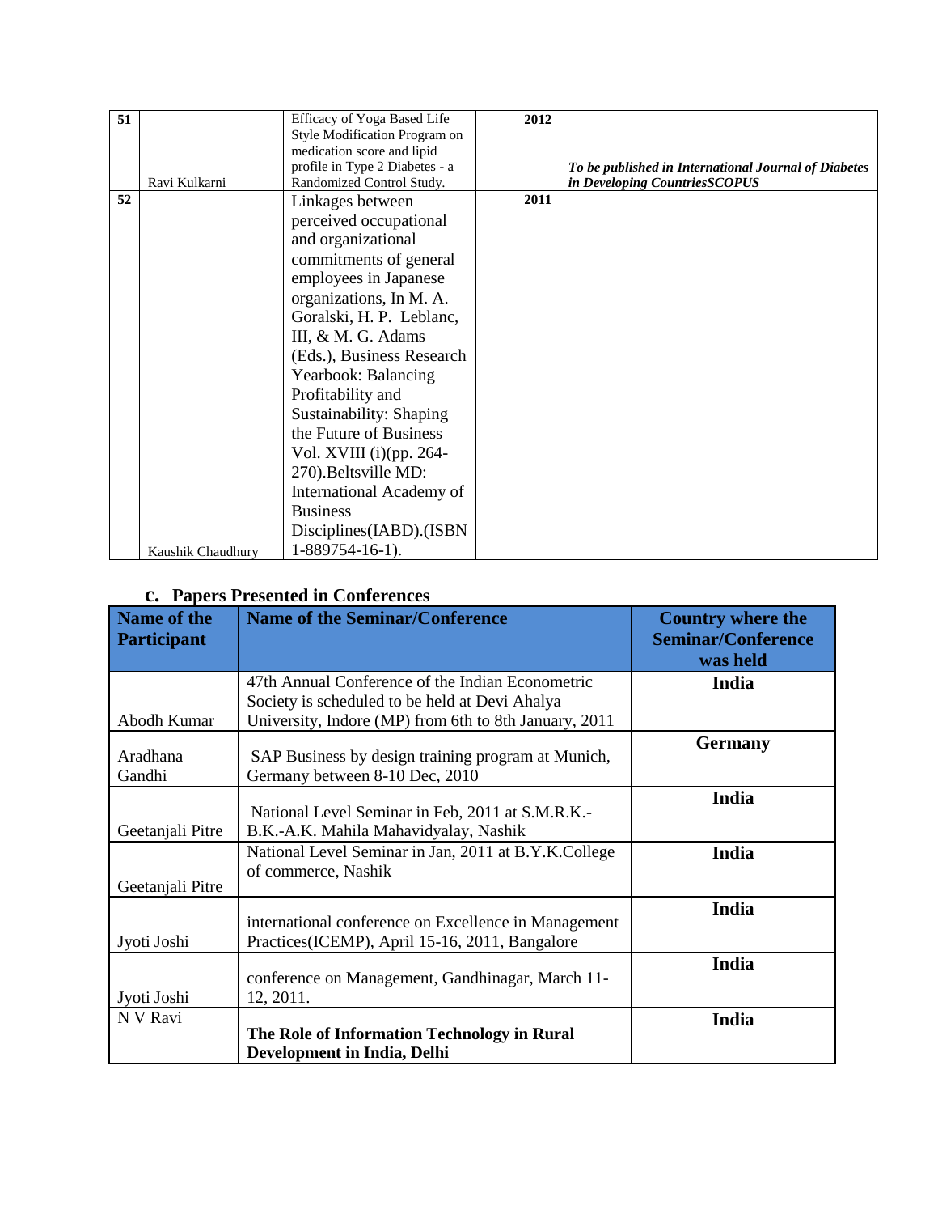| 51 | Ravi Kulkarni | Efficacy of Yoga Based Life Style Modification Program on medication score and lipid profile in Type 2 Diabetes - a Randomized Control Study. | 2012 | ***To be published in International Journal of Diabetes in Developing CountriesSCOPUS*** |
|---|---|---|---|---|
| 52 | Kaushik Chaudhury | Linkages between perceived occupational and organizational commitments of general employees in Japanese organizations, In M. A. Goralski, H. P. Leblanc, III, & M. G. Adams (Eds.), Business Research Yearbook: Balancing Profitability and Sustainability: Shaping the Future of Business Vol. XVIII (i)(pp. 264-270).Beltsville MD: International Academy of Business Disciplines(IABD).(ISBN 1-889754-16-1). | 2011 | |

## c. Papers Presented in Conferences

| Name of the Participant | Name of the Seminar/Conference | Country where the Seminar/Conference was held |
|---|---|---|
| Abodh Kumar | 47th Annual Conference of the Indian Econometric Society is scheduled to be held at Devi Ahalya University, Indore (MP) from 6th to 8th January, 2011 | **India** |
| Aradhana Gandhi | SAP Business by design training program at Munich, Germany between 8-10 Dec, 2010 | **Germany** |
| Geetanjali Pitre | National Level Seminar in Feb, 2011 at S.M.R.K.-B.K.-A.K. Mahila Mahavidyalay, Nashik | **India** |
| Geetanjali Pitre | National Level Seminar in Jan, 2011 at B.Y.K.College of commerce, Nashik | **India** |
| Jyoti Joshi | international conference on Excellence in Management Practices(ICEMP), April 15-16, 2011, Bangalore | **India** |
| Jyoti Joshi | conference on Management, Gandhinagar, March 11-12, 2011. | **India** |
| N V Ravi | **The Role of Information Technology in Rural Development in India, Delhi** | **India** |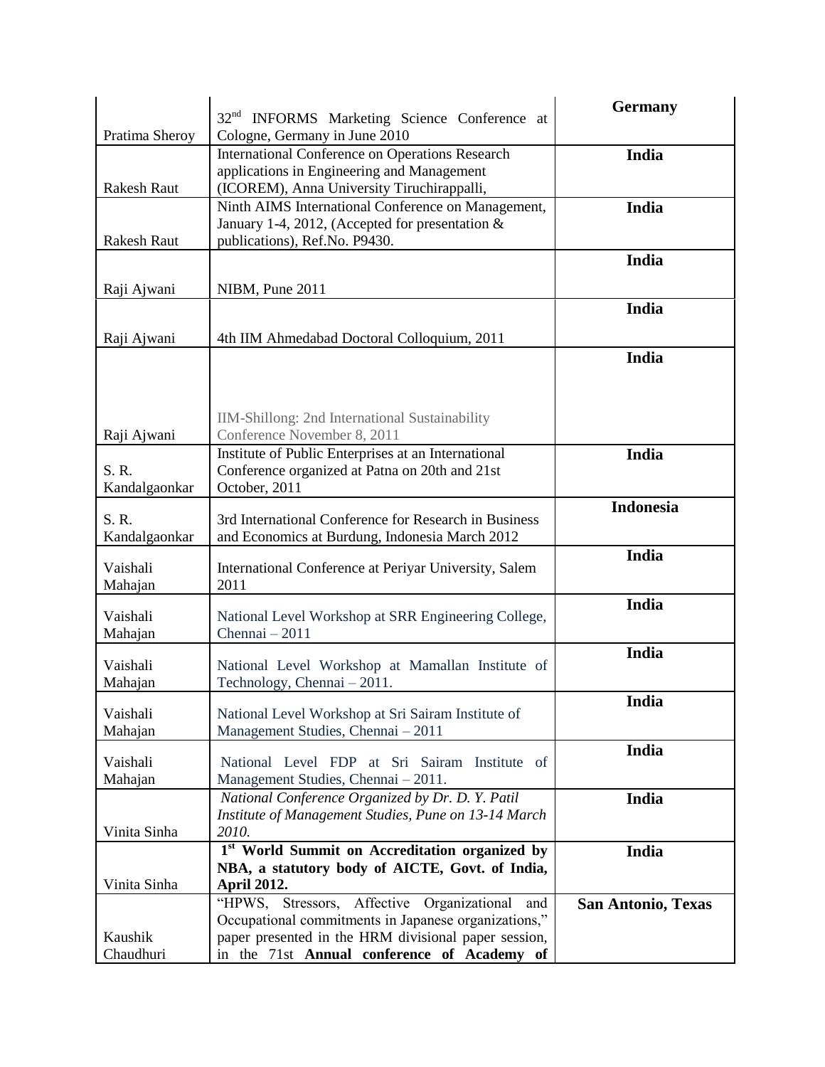| | | |
|---|---|---|
| Pratima Sheroy | 32nd INFORMS Marketing Science Conference at Cologne, Germany in June 2010 | **Germany** |
| Rakesh Raut | International Conference on Operations Research applications in Engineering and Management (ICOREM), Anna University Tiruchirappalli, | **India** |
| Rakesh Raut | Ninth AIMS International Conference on Management, January 1-4, 2012, (Accepted for presentation & publications), Ref.No. P9430. | **India** |
| Raji Ajwani | NIBM, Pune 2011 | **India** |
| Raji Ajwani | 4th IIM Ahmedabad Doctoral Colloquium, 2011 | **India** |
| Raji Ajwani | IIM-Shillong: 2nd International Sustainability Conference November 8, 2011 | **India** |
| S. R. Kandalgaonkar | Institute of Public Enterprises at an International Conference organized at Patna on 20th and 21st October, 2011 | **India** |
| S. R. Kandalgaonkar | 3rd International Conference for Research in Business and Economics at Burdung, Indonesia March 2012 | **Indonesia** |
| Vaishali Mahajan | International Conference at Periyar University, Salem 2011 | **India** |
| Vaishali Mahajan | National Level Workshop at SRR Engineering College, Chennai – 2011 | **India** |
| Vaishali Mahajan | National Level Workshop at Mamallan Institute of Technology, Chennai – 2011. | **India** |
| Vaishali Mahajan | National Level Workshop at Sri Sairam Institute of Management Studies, Chennai – 2011 | **India** |
| Vaishali Mahajan | National Level FDP at Sri Sairam Institute of Management Studies, Chennai – 2011. | **India** |
| Vinita Sinha | *National Conference Organized by Dr. D. Y. Patil Institute of Management Studies, Pune on 13-14 March 2010.* | **India** |
| Vinita Sinha | **1st World Summit on Accreditation organized by NBA, a statutory body of AICTE, Govt. of India, April 2012.** | **India** |
| Kaushik Chaudhuri | "HPWS, Stressors, Affective Organizational and Occupational commitments in Japanese organizations," paper presented in the HRM divisional paper session, in the 71st **Annual conference of Academy of** | **San Antonio, Texas** |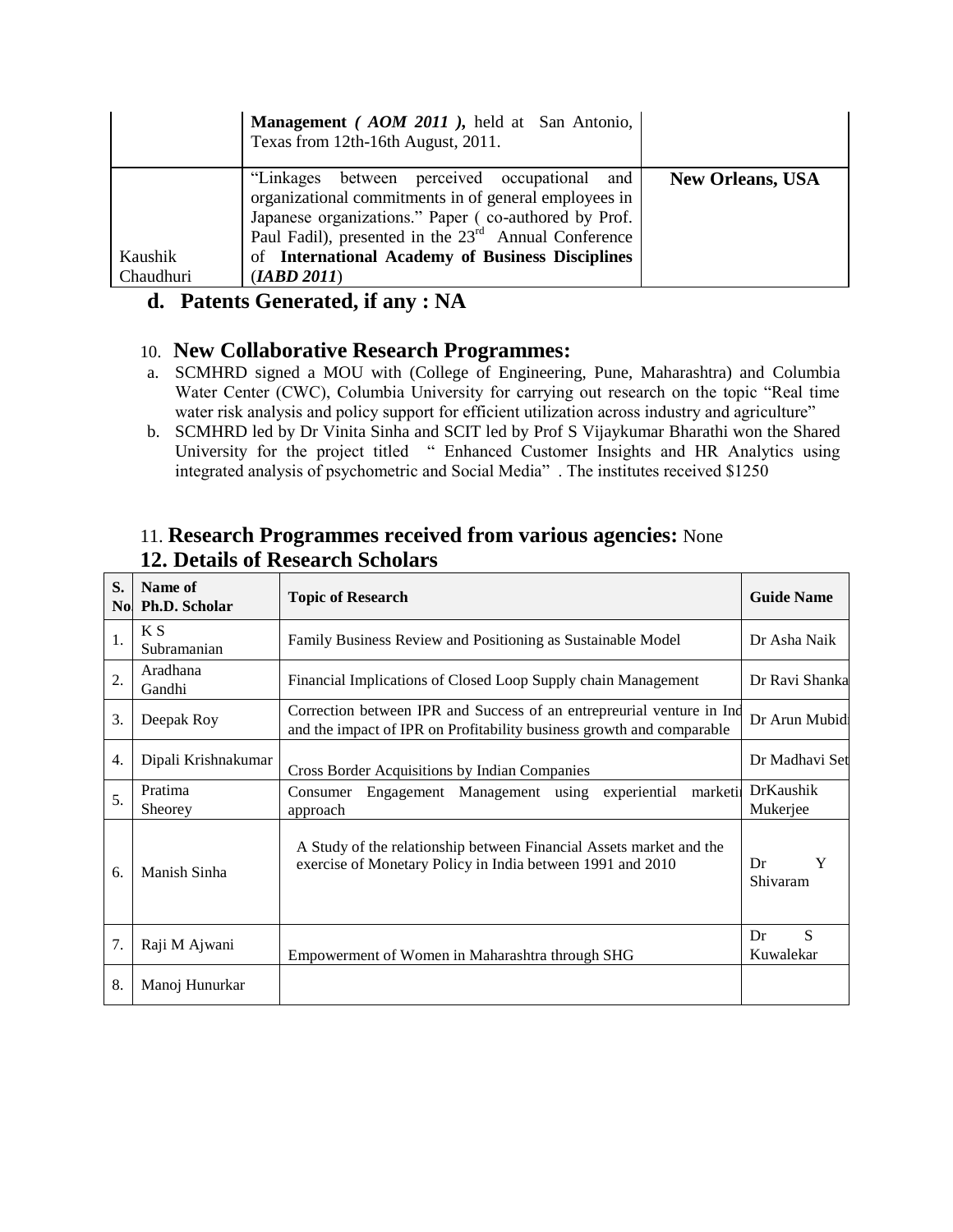| | | |
|---|---|---|
| | **Management *( AOM 2011 )*,** held at San Antonio, Texas from 12th-16th August, 2011. | |
| Kaushik Chaudhuri | "Linkages between perceived occupational and organizational commitments in of general employees in Japanese organizations." Paper ( co-authored by Prof. Paul Fadil), presented in the 23rd Annual Conference of **International Academy of Business Disciplines** (***IABD 2011***) | **New Orleans, USA** |

### d. Patents Generated, if any : NA

### 10. New Collaborative Research Programmes:

a. SCMHRD signed a MOU with (College of Engineering, Pune, Maharashtra) and Columbia Water Center (CWC), Columbia University for carrying out research on the topic "Real time water risk analysis and policy support for efficient utilization across industry and agriculture"
b. SCMHRD led by Dr Vinita Sinha and SCIT led by Prof S Vijaykumar Bharathi won the Shared University for the project titled " Enhanced Customer Insights and HR Analytics using integrated analysis of psychometric and Social Media" . The institutes received $1250

### 11. Research Programmes received from various agencies: None

### 12. Details of Research Scholars

| S. No | Name of Ph.D. Scholar | Topic of Research | Guide Name |
|---|---|---|---|
| 1. | K S Subramanian | Family Business Review and Positioning as Sustainable Model | Dr Asha Naik |
| 2. | Aradhana Gandhi | Financial Implications of Closed Loop Supply chain Management | Dr Ravi Shanka |
| 3. | Deepak Roy | Correction between IPR and Success of an entrepreurial venture in Ind and the impact of IPR on Profitability business growth and comparable | Dr Arun Mubid |
| 4. | Dipali Krishnakumar | Cross Border Acquisitions by Indian Companies | Dr Madhavi Set |
| 5. | Pratima Sheorey | Consumer Engagement Management using experiential marketi approach | DrKaushik Mukerjee |
| 6. | Manish Sinha | A Study of the relationship between Financial Assets market and the exercise of Monetary Policy in India between 1991 and 2010 | Dr Y Shivaram |
| 7. | Raji M Ajwani | Empowerment of Women in Maharashtra through SHG | Dr S Kuwalekar |
| 8. | Manoj Hunurkar | | |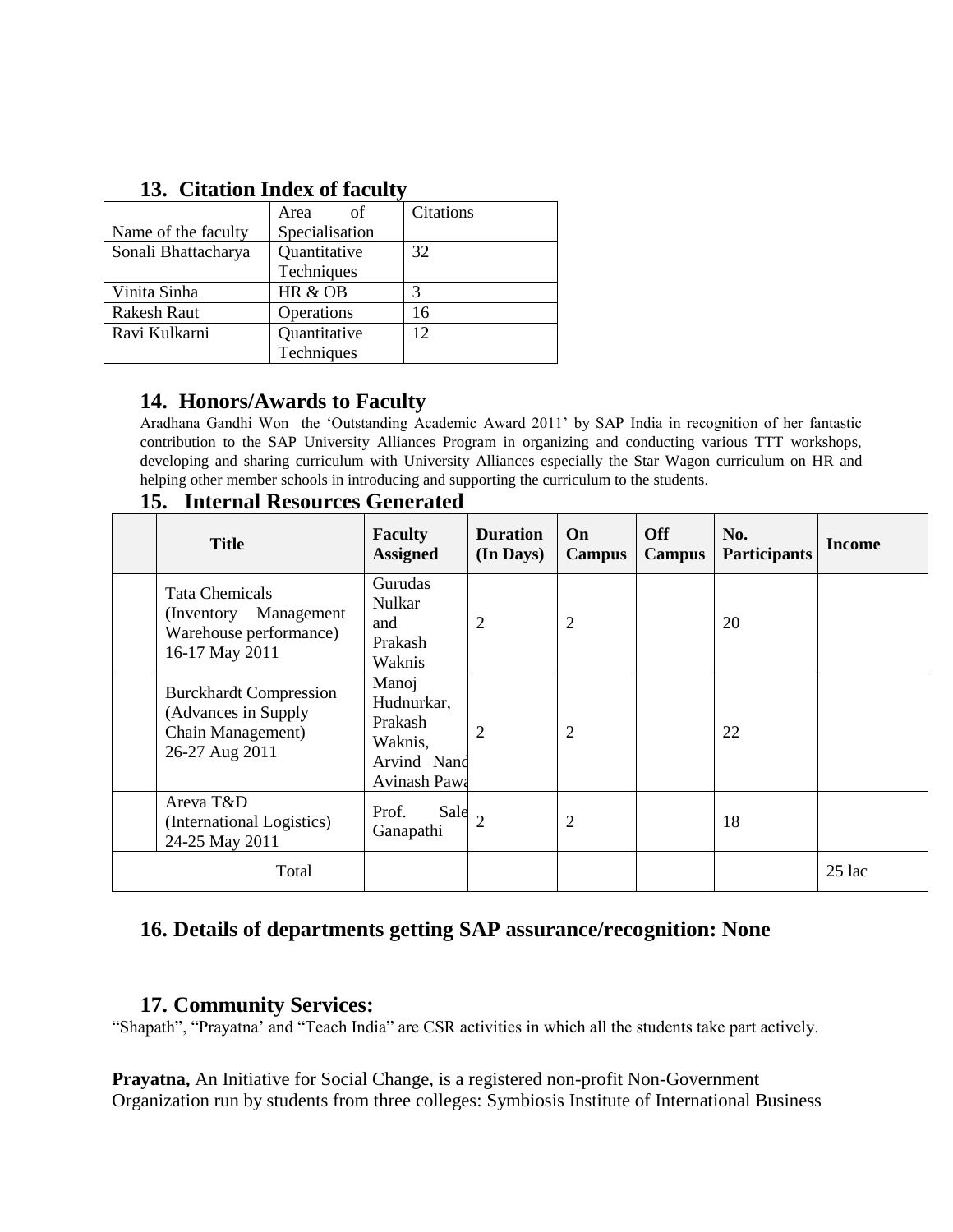## 13. Citation Index of faculty

| Name of the faculty | Area of Specialisation | Citations |
|---|---|---|
| Sonali Bhattacharya | Quantitative Techniques | 32 |
| Vinita Sinha | HR & OB | 3 |
| Rakesh Raut | Operations | 16 |
| Ravi Kulkarni | Quantitative Techniques | 12 |

## 14. Honors/Awards to Faculty

Aradhana Gandhi Won the 'Outstanding Academic Award 2011' by SAP India in recognition of her fantastic contribution to the SAP University Alliances Program in organizing and conducting various TTT workshops, developing and sharing curriculum with University Alliances especially the Star Wagon curriculum on HR and helping other member schools in introducing and supporting the curriculum to the students.

## 15. Internal Resources Generated

| | Title | Faculty Assigned | Duration (In Days) | On Campus | Off Campus | No. Participants | Income |
|---|---|---|---|---|---|---|---|
| | Tata Chemicals (Inventory Management Warehouse performance) 16-17 May 2011 | Gurudas Nulkar and Prakash Waknis | 2 | 2 | | 20 | |
| | Burckhardt Compression (Advances in Supply Chain Management) 26-27 Aug 2011 | Manoj Hudnurkar, Prakash Waknis, Arvind Nand Avinash Pawa | 2 | 2 | | 22 | |
| | Areva T&D (International Logistics) 24-25 May 2011 | Prof. Sale Ganapathi | 2 | 2 | | 18 | |
| Total | | | | | | | 25 lac |

## 16. Details of departments getting SAP assurance/recognition: None

## 17. Community Services:

"Shapath", "Prayatna' and "Teach India" are CSR activities in which all the students take part actively.

**Prayatna,** An Initiative for Social Change, is a registered non-profit Non-Government Organization run by students from three colleges: Symbiosis Institute of International Business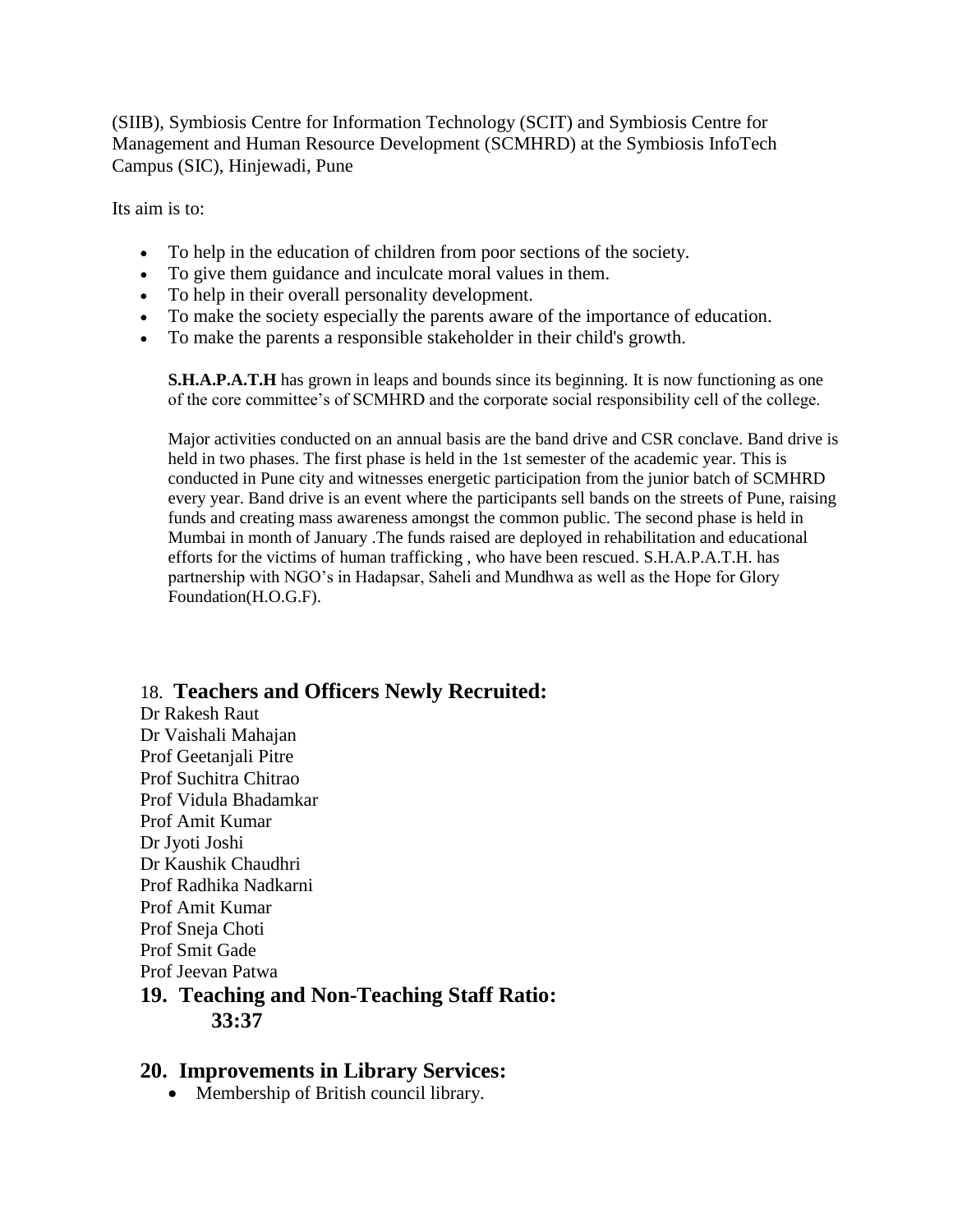(SIIB), Symbiosis Centre for Information Technology (SCIT) and Symbiosis Centre for Management and Human Resource Development (SCMHRD) at the Symbiosis InfoTech Campus (SIC), Hinjewadi, Pune

Its aim is to:

- To help in the education of children from poor sections of the society.
- To give them guidance and inculcate moral values in them.
- To help in their overall personality development.
- To make the society especially the parents aware of the importance of education.
- To make the parents a responsible stakeholder in their child's growth.

**S.H.A.P.A.T.H** has grown in leaps and bounds since its beginning. It is now functioning as one of the core committee's of SCMHRD and the corporate social responsibility cell of the college.

Major activities conducted on an annual basis are the band drive and CSR conclave. Band drive is held in two phases. The first phase is held in the 1st semester of the academic year. This is conducted in Pune city and witnesses energetic participation from the junior batch of SCMHRD every year. Band drive is an event where the participants sell bands on the streets of Pune, raising funds and creating mass awareness amongst the common public. The second phase is held in Mumbai in month of January .The funds raised are deployed in rehabilitation and educational efforts for the victims of human trafficking , who have been rescued. S.H.A.P.A.T.H. has partnership with NGO's in Hadapsar, Saheli and Mundhwa as well as the Hope for Glory Foundation(H.O.G.F).

## 18. Teachers and Officers Newly Recruited:

Dr Rakesh Raut
Dr Vaishali Mahajan
Prof Geetanjali Pitre
Prof Suchitra Chitrao
Prof Vidula Bhadamkar
Prof Amit Kumar
Dr Jyoti Joshi
Dr Kaushik Chaudhri
Prof Radhika Nadkarni
Prof Amit Kumar
Prof Sneja Choti
Prof Smit Gade
Prof Jeevan Patwa

## 19. Teaching and Non-Teaching Staff Ratio:

**33:37**

## 20. Improvements in Library Services:

- Membership of British council library.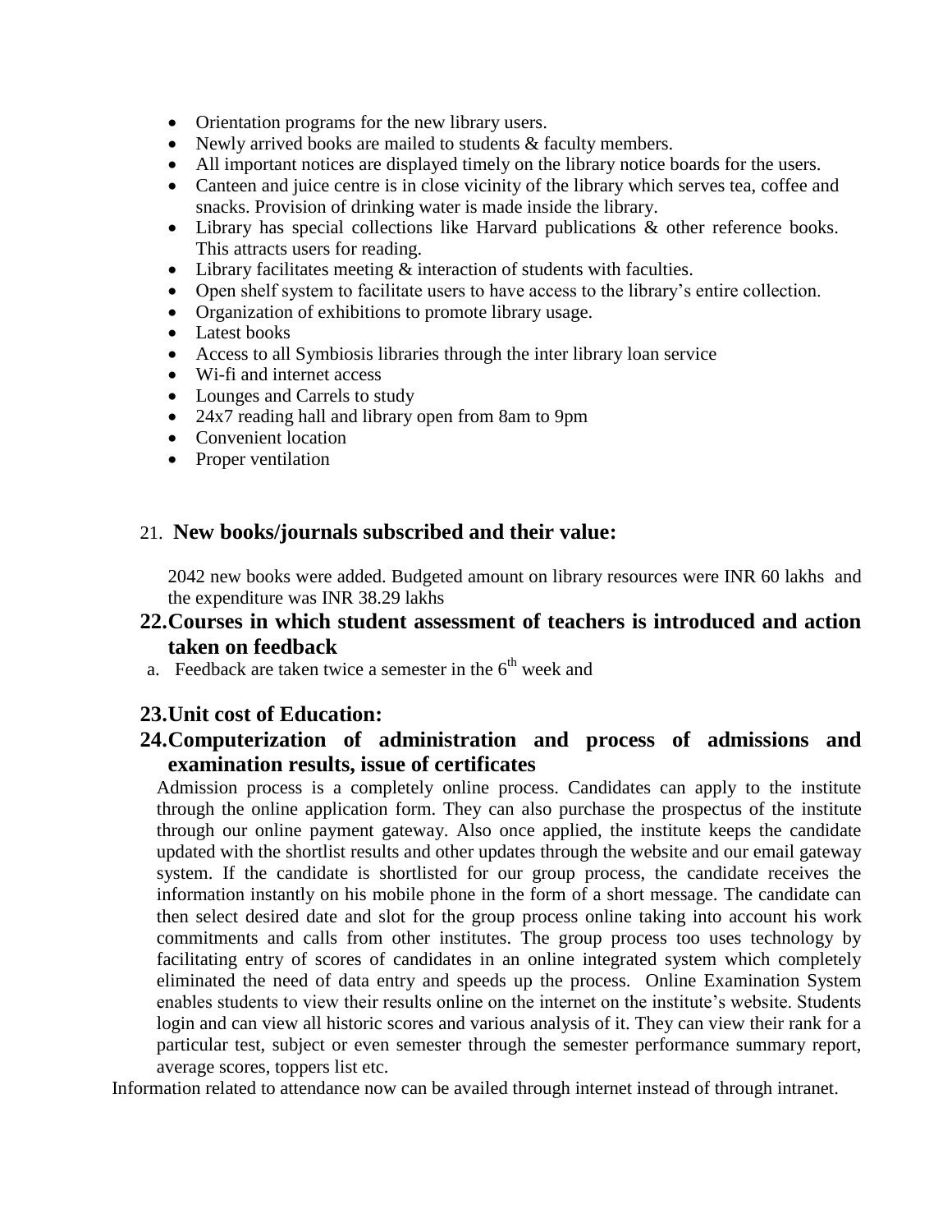- Orientation programs for the new library users.
- Newly arrived books are mailed to students & faculty members.
- All important notices are displayed timely on the library notice boards for the users.
- Canteen and juice centre is in close vicinity of the library which serves tea, coffee and snacks. Provision of drinking water is made inside the library.
- Library has special collections like Harvard publications & other reference books. This attracts users for reading.
- Library facilitates meeting & interaction of students with faculties.
- Open shelf system to facilitate users to have access to the library's entire collection.
- Organization of exhibitions to promote library usage.
- Latest books
- Access to all Symbiosis libraries through the inter library loan service
- Wi-fi and internet access
- Lounges and Carrels to study
- 24x7 reading hall and library open from 8am to 9pm
- Convenient location
- Proper ventilation

## 21. New books/journals subscribed and their value:

2042 new books were added. Budgeted amount on library resources were INR 60 lakhs and the expenditure was INR 38.29 lakhs

## 22. Courses in which student assessment of teachers is introduced and action taken on feedback

a. Feedback are taken twice a semester in the 6th week and

## 23. Unit cost of Education:

## 24. Computerization of administration and process of admissions and examination results, issue of certificates

Admission process is a completely online process. Candidates can apply to the institute through the online application form. They can also purchase the prospectus of the institute through our online payment gateway. Also once applied, the institute keeps the candidate updated with the shortlist results and other updates through the website and our email gateway system. If the candidate is shortlisted for our group process, the candidate receives the information instantly on his mobile phone in the form of a short message. The candidate can then select desired date and slot for the group process online taking into account his work commitments and calls from other institutes. The group process too uses technology by facilitating entry of scores of candidates in an online integrated system which completely eliminated the need of data entry and speeds up the process. Online Examination System enables students to view their results online on the internet on the institute's website. Students login and can view all historic scores and various analysis of it. They can view their rank for a particular test, subject or even semester through the semester performance summary report, average scores, toppers list etc.

Information related to attendance now can be availed through internet instead of through intranet.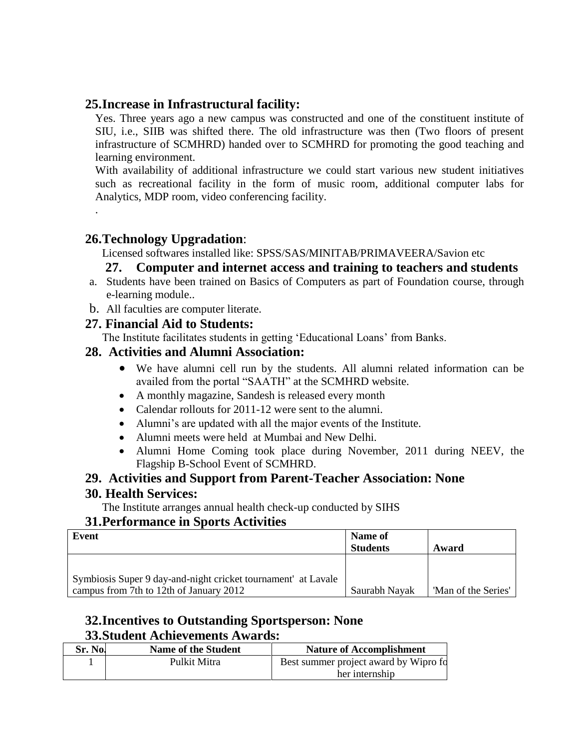## 25. Increase in Infrastructural facility:

Yes. Three years ago a new campus was constructed and one of the constituent institute of SIU, i.e., SIIB was shifted there. The old infrastructure was then (Two floors of present infrastructure of SCMHRD) handed over to SCMHRD for promoting the good teaching and learning environment.

With availability of additional infrastructure we could start various new student initiatives such as recreational facility in the form of music room, additional computer labs for Analytics, MDP room, video conferencing facility.

.

## 26. Technology Upgradation:

Licensed softwares installed like: SPSS/SAS/MINITAB/PRIMAVEERA/Savion etc

## 27. Computer and internet access and training to teachers and students

a. Students have been trained on Basics of Computers as part of Foundation course, through e-learning module..
b. All faculties are computer literate.

## 27. Financial Aid to Students:

The Institute facilitates students in getting 'Educational Loans' from Banks.

## 28. Activities and Alumni Association:

- We have alumni cell run by the students. All alumni related information can be availed from the portal "SAATH" at the SCMHRD website.
- A monthly magazine, Sandesh is released every month
- Calendar rollouts for 2011-12 were sent to the alumni.
- Alumni's are updated with all the major events of the Institute.
- Alumni meets were held at Mumbai and New Delhi.
- Alumni Home Coming took place during November, 2011 during NEEV, the Flagship B-School Event of SCMHRD.

## 29. Activities and Support from Parent-Teacher Association: None

## 30. Health Services:

The Institute arranges annual health check-up conducted by SIHS

## 31. Performance in Sports Activities

| Event | Name of Students | Award |
|---|---|---|
| Symbiosis Super 9 day-and-night cricket tournament' at Lavale campus from 7th to 12th of January 2012 | Saurabh Nayak | 'Man of the Series' |

## 32. Incentives to Outstanding Sportsperson: None

## 33. Student Achievements Awards:

| Sr. No. | Name of the Student | Nature of Accomplishment |
|---|---|---|
| 1 | Pulkit Mitra | Best summer project award by Wipro fo her internship |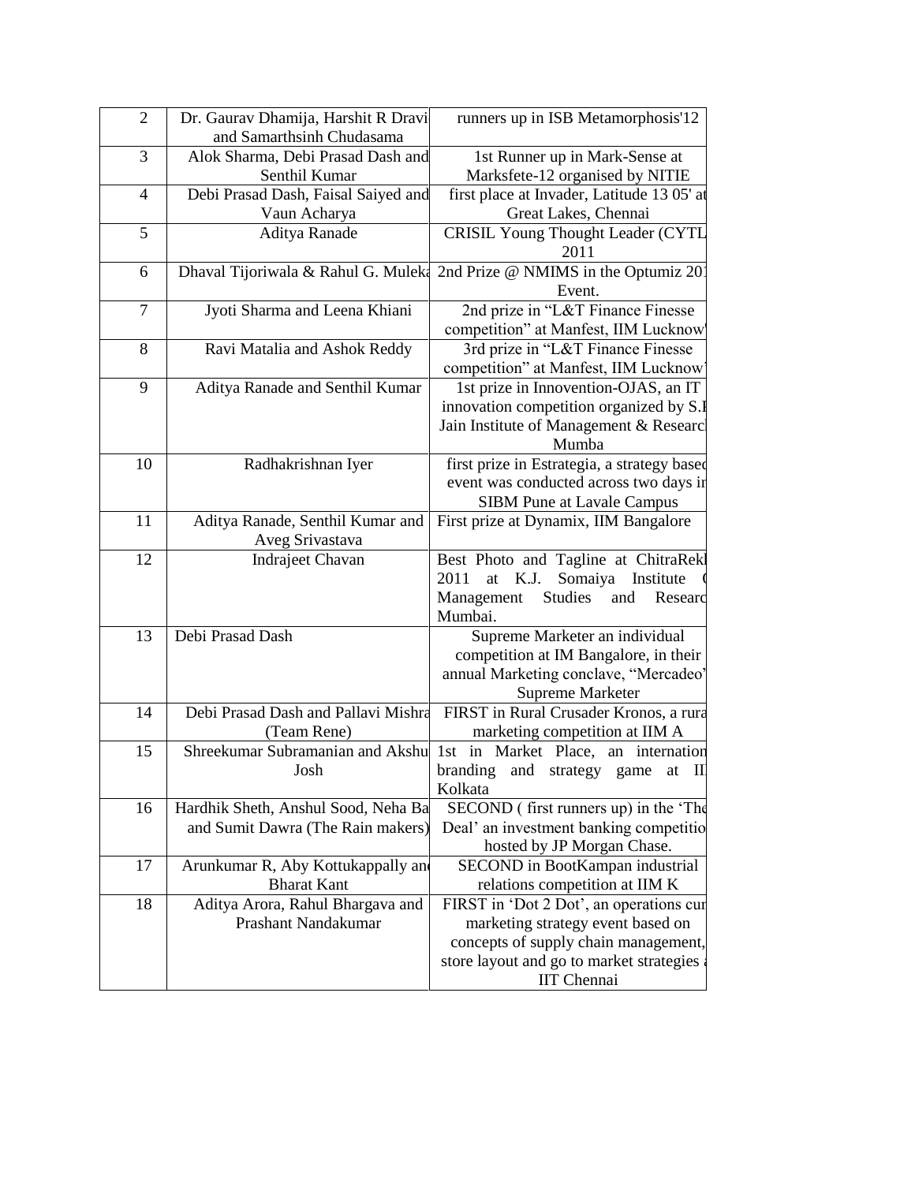| 2 | Dr. Gaurav Dhamija, Harshit R Dravi and Samarthsinh Chudasama | runners up in ISB Metamorphosis'12 |
|---|---|---|
| 3 | Alok Sharma, Debi Prasad Dash and Senthil Kumar | 1st Runner up in Mark-Sense at Marksfete-12 organised by NITIE |
| 4 | Debi Prasad Dash, Faisal Saiyed and Vaun Acharya | first place at Invader, Latitude 13 05' at Great Lakes, Chennai |
| 5 | Aditya Ranade | CRISIL Young Thought Leader (CYTL 2011 |
| 6 | Dhaval Tijoriwala & Rahul G. Muleka | 2nd Prize @ NMIMS in the Optumiz 201 Event. |
| 7 | Jyoti Sharma and Leena Khiani | 2nd prize in "L&T Finance Finesse competition" at Manfest, IIM Lucknow |
| 8 | Ravi Matalia and Ashok Reddy | 3rd prize in "L&T Finance Finesse competition" at Manfest, IIM Lucknow |
| 9 | Aditya Ranade and Senthil Kumar | 1st prize in Innovention-OJAS, an IT innovation competition organized by S.I Jain Institute of Management & Researc Mumba |
| 10 | Radhakrishnan Iyer | first prize in Estrategia, a strategy based event was conducted across two days in SIBM Pune at Lavale Campus |
| 11 | Aditya Ranade, Senthil Kumar and Aveg Srivastava | First prize at Dynamix, IIM Bangalore |
| 12 | Indrajeet Chavan | Best Photo and Tagline at ChitraRekl 2011 at K.J. Somaiya Institute ( Management Studies and Researc Mumbai. |
| 13 | Debi Prasad Dash | Supreme Marketer an individual competition at IM Bangalore, in their annual Marketing conclave, "Mercadeo" Supreme Marketer |
| 14 | Debi Prasad Dash and Pallavi Mishra (Team Rene) | FIRST in Rural Crusader Kronos, a rura marketing competition at IIM A |
| 15 | Shreekumar Subramanian and Akshu Josh | 1st in Market Place, an internation branding and strategy game at II Kolkata |
| 16 | Hardhik Sheth, Anshul Sood, Neha Ba and Sumit Dawra (The Rain makers) | SECOND ( first runners up) in the 'The Deal' an investment banking competitio hosted by JP Morgan Chase. |
| 17 | Arunkumar R, Aby Kottukappally and Bharat Kant | SECOND in BootKampan industrial relations competition at IIM K |
| 18 | Aditya Arora, Rahul Bhargava and Prashant Nandakumar | FIRST in 'Dot 2 Dot', an operations cum marketing strategy event based on concepts of supply chain management, store layout and go to market strategies a IIT Chennai |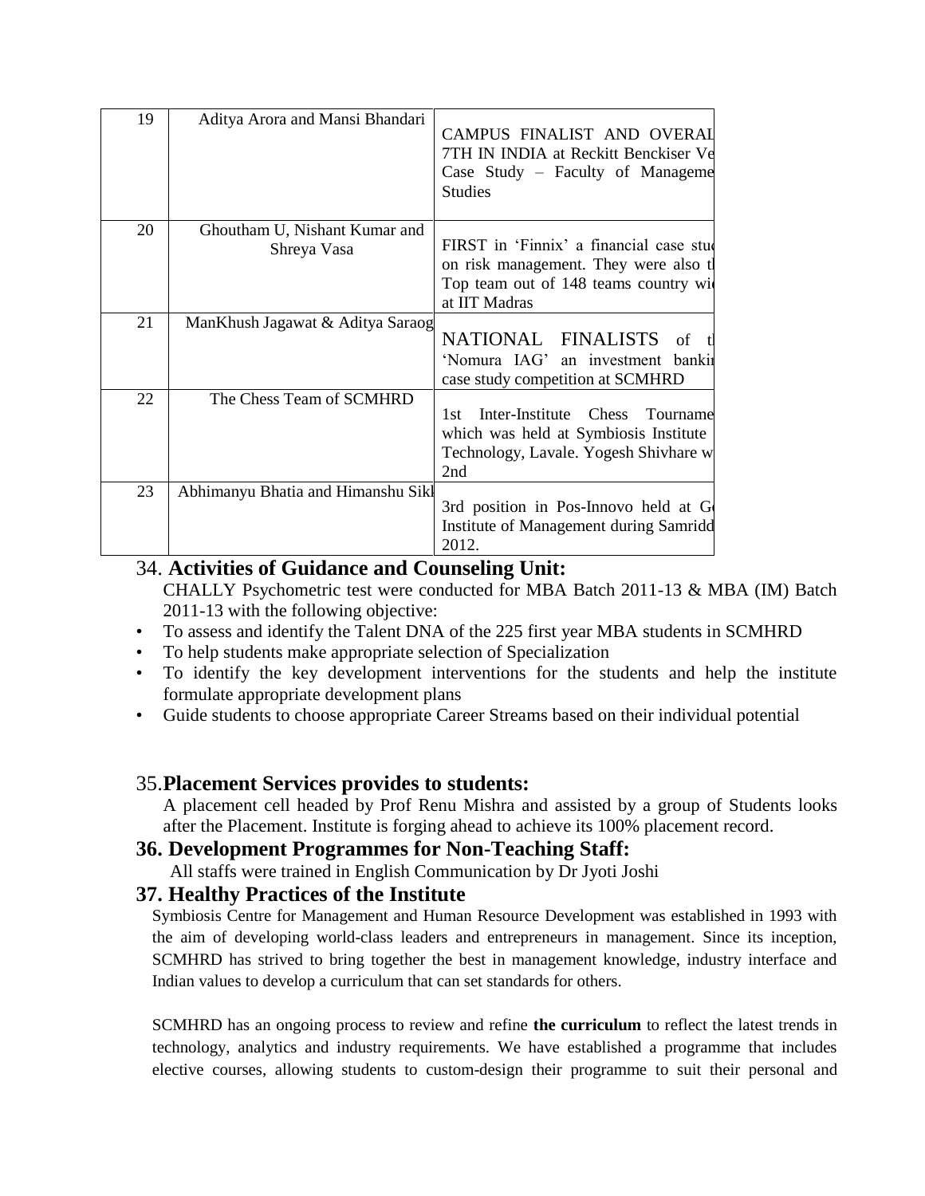| 19 | Aditya Arora and Mansi Bhandari | CAMPUS FINALIST AND OVERAL 7TH IN INDIA at Reckitt Benckiser Ve Case Study – Faculty of Manageme Studies |
|---|---|---|
| 20 | Ghoutham U, Nishant Kumar and Shreya Vasa | FIRST in 'Finnix' a financial case stu on risk management. They were also t Top team out of 148 teams country wi at IIT Madras |
| 21 | ManKhush Jagawat & Aditya Saraog | NATIONAL FINALISTS of t 'Nomura IAG' an investment bankin case study competition at SCMHRD |
| 22 | The Chess Team of SCMHRD | 1st Inter-Institute Chess Tourname which was held at Symbiosis Institute Technology, Lavale. Yogesh Shivhare w 2nd |
| 23 | Abhimanyu Bhatia and Himanshu Sikl | 3rd position in Pos-Innovo held at G Institute of Management during Samridd 2012. |

## 34. **Activities of Guidance and Counseling Unit:**

CHALLY Psychometric test were conducted for MBA Batch 2011-13 & MBA (IM) Batch 2011-13 with the following objective:

- To assess and identify the Talent DNA of the 225 first year MBA students in SCMHRD
- To help students make appropriate selection of Specialization
- To identify the key development interventions for the students and help the institute formulate appropriate development plans
- Guide students to choose appropriate Career Streams based on their individual potential

## 35. **Placement Services provides to students:**

A placement cell headed by Prof Renu Mishra and assisted by a group of Students looks after the Placement. Institute is forging ahead to achieve its 100% placement record.

## 36. Development Programmes for Non-Teaching Staff:

All staffs were trained in English Communication by Dr Jyoti Joshi

## 37. Healthy Practices of the Institute

Symbiosis Centre for Management and Human Resource Development was established in 1993 with the aim of developing world-class leaders and entrepreneurs in management. Since its inception, SCMHRD has strived to bring together the best in management knowledge, industry interface and Indian values to develop a curriculum that can set standards for others.

SCMHRD has an ongoing process to review and refine **the curriculum** to reflect the latest trends in technology, analytics and industry requirements. We have established a programme that includes elective courses, allowing students to custom-design their programme to suit their personal and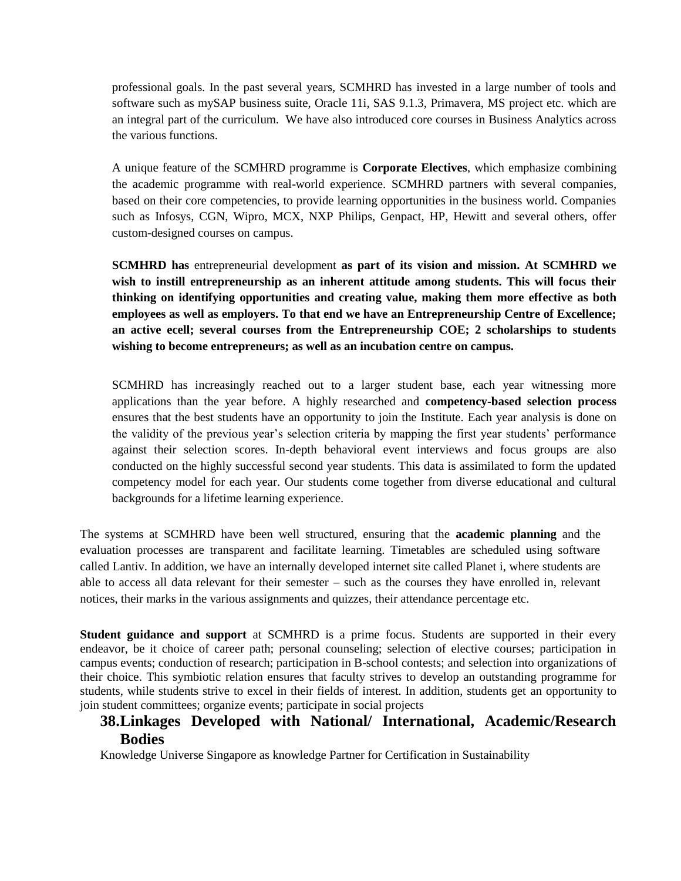professional goals. In the past several years, SCMHRD has invested in a large number of tools and software such as mySAP business suite, Oracle 11i, SAS 9.1.3, Primavera, MS project etc. which are an integral part of the curriculum. We have also introduced core courses in Business Analytics across the various functions.

A unique feature of the SCMHRD programme is **Corporate Electives**, which emphasize combining the academic programme with real-world experience. SCMHRD partners with several companies, based on their core competencies, to provide learning opportunities in the business world. Companies such as Infosys, CGN, Wipro, MCX, NXP Philips, Genpact, HP, Hewitt and several others, offer custom-designed courses on campus.

**SCMHRD has** entrepreneurial development **as part of its vision and mission. At SCMHRD we wish to instill entrepreneurship as an inherent attitude among students. This will focus their thinking on identifying opportunities and creating value, making them more effective as both employees as well as employers. To that end we have an Entrepreneurship Centre of Excellence; an active ecell; several courses from the Entrepreneurship COE; 2 scholarships to students wishing to become entrepreneurs; as well as an incubation centre on campus.**

SCMHRD has increasingly reached out to a larger student base, each year witnessing more applications than the year before. A highly researched and **competency-based selection process** ensures that the best students have an opportunity to join the Institute. Each year analysis is done on the validity of the previous year's selection criteria by mapping the first year students' performance against their selection scores. In-depth behavioral event interviews and focus groups are also conducted on the highly successful second year students. This data is assimilated to form the updated competency model for each year. Our students come together from diverse educational and cultural backgrounds for a lifetime learning experience.

The systems at SCMHRD have been well structured, ensuring that the **academic planning** and the evaluation processes are transparent and facilitate learning. Timetables are scheduled using software called Lantiv. In addition, we have an internally developed internet site called Planet i, where students are able to access all data relevant for their semester – such as the courses they have enrolled in, relevant notices, their marks in the various assignments and quizzes, their attendance percentage etc.

**Student guidance and support** at SCMHRD is a prime focus. Students are supported in their every endeavor, be it choice of career path; personal counseling; selection of elective courses; participation in campus events; conduction of research; participation in B-school contests; and selection into organizations of their choice. This symbiotic relation ensures that faculty strives to develop an outstanding programme for students, while students strive to excel in their fields of interest. In addition, students get an opportunity to join student committees; organize events; participate in social projects

## 38. Linkages Developed with National/ International, Academic/Research Bodies

Knowledge Universe Singapore as knowledge Partner for Certification in Sustainability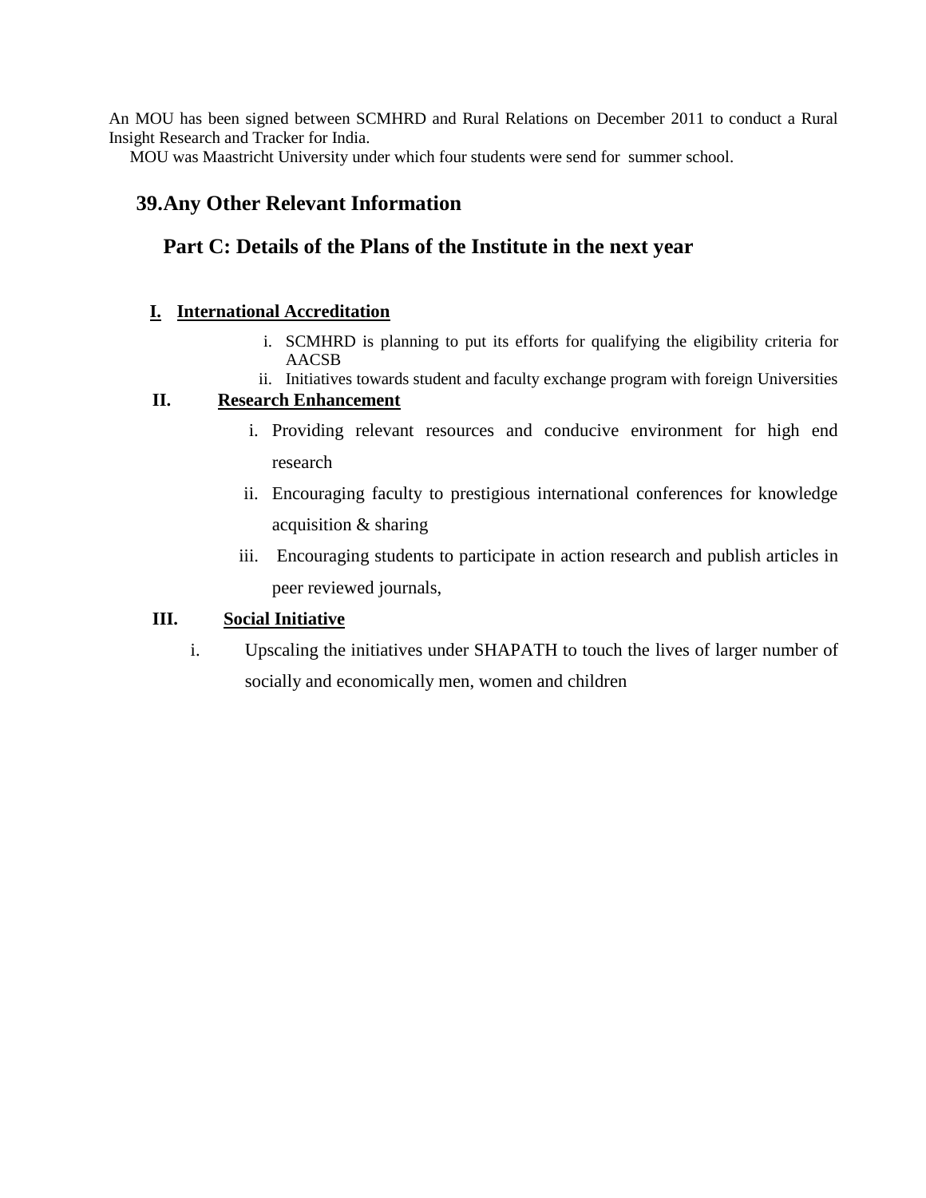An MOU has been signed between SCMHRD and Rural Relations on December 2011 to conduct a Rural Insight Research and Tracker for India.

MOU was Maastricht University under which four students were send for summer school.

## 39.Any Other Relevant Information

## Part C: Details of the Plans of the Institute in the next year

### I. International Accreditation

i. SCMHRD is planning to put its efforts for qualifying the eligibility criteria for AACSB

ii. Initiatives towards student and faculty exchange program with foreign Universities

### II. Research Enhancement

i. Providing relevant resources and conducive environment for high end research

ii. Encouraging faculty to prestigious international conferences for knowledge acquisition & sharing

iii. Encouraging students to participate in action research and publish articles in peer reviewed journals,

### III. Social Initiative

i. Upscaling the initiatives under SHAPATH to touch the lives of larger number of socially and economically men, women and children